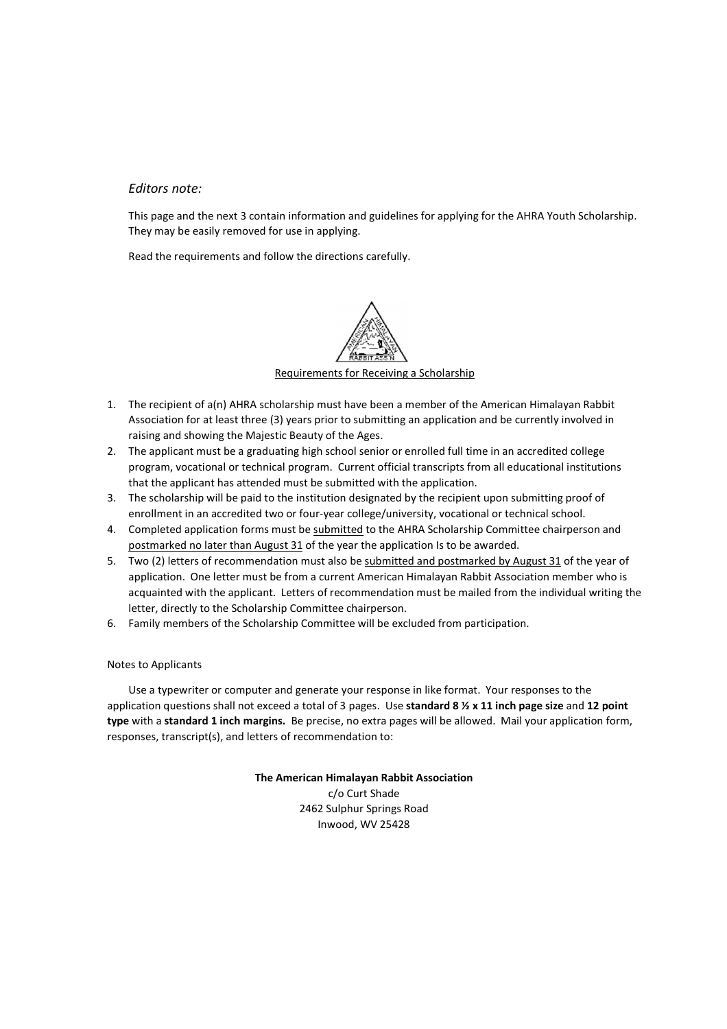*Editors note:*

This page and the next 3 contain information and guidelines for applying for the AHRA Youth Scholarship. They may be easily removed for use in applying.

Read the requirements and follow the directions carefully.

Requirements for Receiving a Scholarship

1. The recipient of a(n) AHRA scholarship must have been a member of the American Himalayan Rabbit Association for at least three (3) years prior to submitting an application and be currently involved in raising and showing the Majestic Beauty of the Ages.
2. The applicant must be a graduating high school senior or enrolled full time in an accredited college program, vocational or technical program. Current official transcripts from all educational institutions that the applicant has attended must be submitted with the application.
3. The scholarship will be paid to the institution designated by the recipient upon submitting proof of enrollment in an accredited two or four-year college/university, vocational or technical school.
4. Completed application forms must be submitted to the AHRA Scholarship Committee chairperson and postmarked no later than August 31 of the year the application Is to be awarded.
5. Two (2) letters of recommendation must also be submitted and postmarked by August 31 of the year of application. One letter must be from a current American Himalayan Rabbit Association member who is acquainted with the applicant. Letters of recommendation must be mailed from the individual writing the letter, directly to the Scholarship Committee chairperson.
6. Family members of the Scholarship Committee will be excluded from participation.

Notes to Applicants

Use a typewriter or computer and generate your response in like format. Your responses to the application questions shall not exceed a total of 3 pages. Use **standard 8 ½ x 11 inch page size** and **12 point type** with a **standard 1 inch margins.** Be precise, no extra pages will be allowed. Mail your application form, responses, transcript(s), and letters of recommendation to:

**The American Himalayan Rabbit Association**
c/o Curt Shade
2462 Sulphur Springs Road
Inwood, WV 25428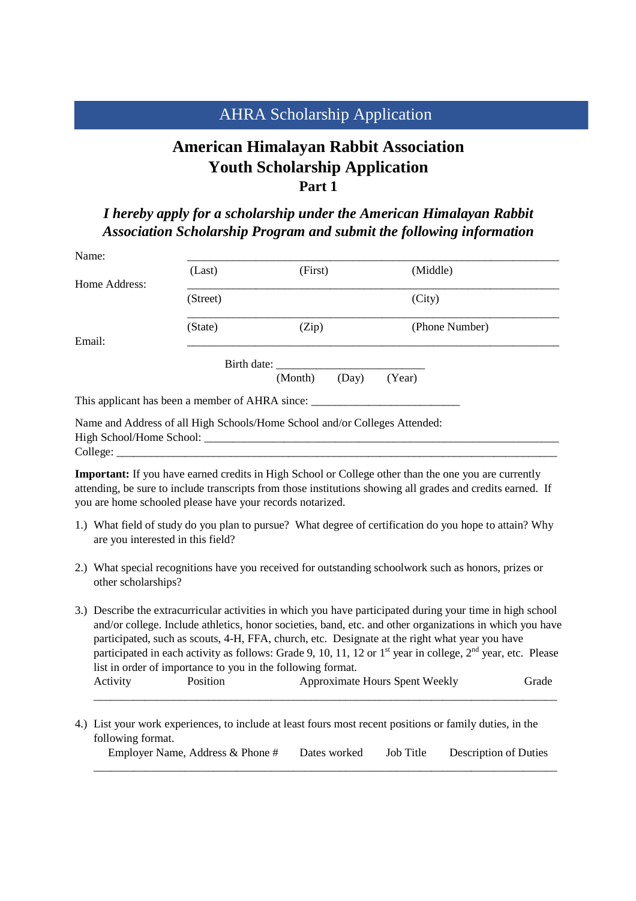# AHRA Scholarship Application

## American Himalayan Rabbit Association
## Youth Scholarship Application
### Part 1

***I hereby apply for a scholarship under the American Himalayan Rabbit Association Scholarship Program and submit the following information***

Name: ______________________________________________
(Last) (First) (Middle)

Home Address: ______________________________________________
(Street) (City)

______________________________________________
(State) (Zip) (Phone Number)

Email: ______________________________________________

Birth date: ________________________
(Month) (Day) (Year)

This applicant has been a member of AHRA since: __________________________

Name and Address of all High Schools/Home School and/or Colleges Attended:
High School/Home School: ______________________________________________
College: ______________________________________________

**Important:** If you have earned credits in High School or College other than the one you are currently attending, be sure to include transcripts from those institutions showing all grades and credits earned. If you are home schooled please have your records notarized.

1.) What field of study do you plan to pursue? What degree of certification do you hope to attain? Why are you interested in this field?

2.) What special recognitions have you received for outstanding schoolwork such as honors, prizes or other scholarships?

3.) Describe the extracurricular activities in which you have participated during your time in high school and/or college. Include athletics, honor societies, band, etc. and other organizations in which you have participated, such as scouts, 4-H, FFA, church, etc. Designate at the right what year you have participated in each activity as follows: Grade 9, 10, 11, 12 or 1st year in college, 2nd year, etc. Please list in order of importance to you in the following format.

| Activity | Position | Approximate Hours Spent Weekly | Grade |
|---|---|---|---|
| | | | |

4.) List your work experiences, to include at least fours most recent positions or family duties, in the following format.

| Employer Name, Address & Phone # | Dates worked | Job Title | Description of Duties |
|---|---|---|---|
| | | | |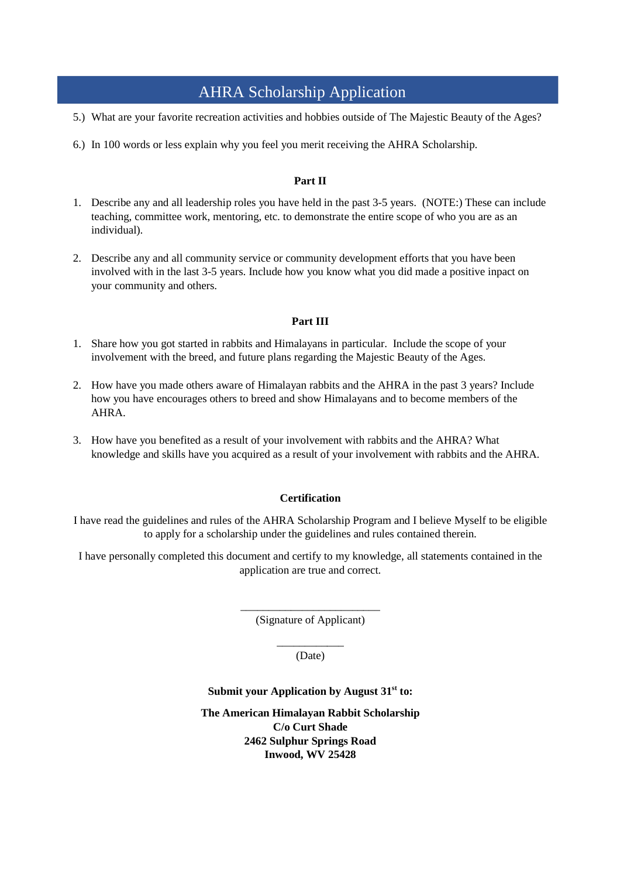## AHRA Scholarship Application

5.) What are your favorite recreation activities and hobbies outside of The Majestic Beauty of the Ages?

6.) In 100 words or less explain why you feel you merit receiving the AHRA Scholarship.

**Part II**

1. Describe any and all leadership roles you have held in the past 3-5 years. (NOTE:) These can include teaching, committee work, mentoring, etc. to demonstrate the entire scope of who you are as an individual).

2. Describe any and all community service or community development efforts that you have been involved with in the last 3-5 years. Include how you know what you did made a positive inpact on your community and others.

**Part III**

1. Share how you got started in rabbits and Himalayans in particular. Include the scope of your involvement with the breed, and future plans regarding the Majestic Beauty of the Ages.

2. How have you made others aware of Himalayan rabbits and the AHRA in the past 3 years? Include how you have encourages others to breed and show Himalayans and to become members of the AHRA.

3. How have you benefited as a result of your involvement with rabbits and the AHRA? What knowledge and skills have you acquired as a result of your involvement with rabbits and the AHRA.

**Certification**

I have read the guidelines and rules of the AHRA Scholarship Program and I believe Myself to be eligible to apply for a scholarship under the guidelines and rules contained therein.

I have personally completed this document and certify to my knowledge, all statements contained in the application are true and correct.

_________________________
(Signature of Applicant)

____________
(Date)

**Submit your Application by August 31st to:**

**The American Himalayan Rabbit Scholarship**
**C/o Curt Shade**
**2462 Sulphur Springs Road**
**Inwood, WV 25428**